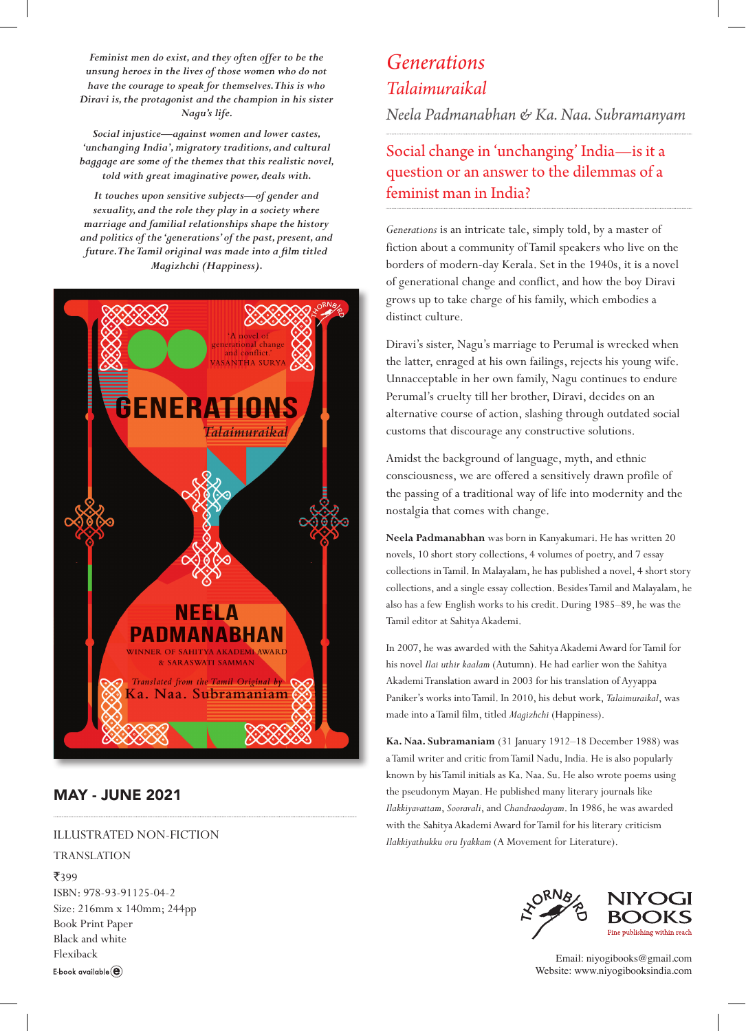*Feminist men do exist, and they often offer to be the unsung heroes in the lives of those women who do not have the courage to speak for themselves. This is who Diravi is, the protagonist and the champion in his sister Nagu's life.*

*Social injustice—against women and lower castes, 'unchanging India', migratory traditions, and cultural baggage are some of the themes that this realistic novel, told with great imaginative power, deals with.*

*It touches upon sensitive subjects—of gender and sexuality, and the role they play in a society where marriage and familial relationships shape the history and politics of the 'generations' of the past, present, and future. The Tamil original was made into a film titled Magizhchi (Happiness).*

**MAY - JUNE 2021**

ILLUSTRATED NON-FICTION

TRANSLATION

₹399

ISBN: 978-93-91125-04-2

Size: 216mm x 140mm; 244pp

Book Print Paper

Black and white

Flexiback

E-book available

# *Generations*
## *Talaimuraikal*

*Neela Padmanabhan & Ka. Naa. Subramanyam*

## Social change in 'unchanging' India—is it a question or an answer to the dilemmas of a feminist man in India?

*Generations* is an intricate tale, simply told, by a master of fiction about a community of Tamil speakers who live on the borders of modern-day Kerala. Set in the 1940s, it is a novel of generational change and conflict, and how the boy Diravi grows up to take charge of his family, which embodies a distinct culture.

Diravi's sister, Nagu's marriage to Perumal is wrecked when the latter, enraged at his own failings, rejects his young wife. Unacceptable in her own family, Nagu continues to endure Perumal's cruelty till her brother, Diravi, decides on an alternative course of action, slashing through outdated social customs that discourage any constructive solutions.

Amidst the background of language, myth, and ethnic consciousness, we are offered a sensitively drawn profile of the passing of a traditional way of life into modernity and the nostalgia that comes with change.

**Neela Padmanabhan** was born in Kanyakumari. He has written 20 novels, 10 short story collections, 4 volumes of poetry, and 7 essay collections in Tamil. In Malayalam, he has published a novel, 4 short story collections, and a single essay collection. Besides Tamil and Malayalam, he also has a few English works to his credit. During 1985–89, he was the Tamil editor at Sahitya Akademi.

In 2007, he was awarded with the Sahitya Akademi Award for Tamil for his novel *Ilai uthir kaalam* (Autumn). He had earlier won the Sahitya Akademi Translation award in 2003 for his translation of Ayyappa Paniker's works into Tamil. In 2010, his debut work, *Talaimuraikal*, was made into a Tamil film, titled *Magizhchi* (Happiness).

**Ka. Naa. Subramaniam** (31 January 1912–18 December 1988) was a Tamil writer and critic from Tamil Nadu, India. He is also popularly known by his Tamil initials as Ka. Naa. Su. He also wrote poems using the pseudonym Mayan. He published many literary journals like *Ilakkiyavattam*, *Sooravali*, and *Chandraodayam*. In 1986, he was awarded with the Sahitya Akademi Award for Tamil for his literary criticism *Ilakkiyathukku oru Iyakkam* (A Movement for Literature).

THORNBIRD

NIYOGI BOOKS

Fine publishing within reach

Email: niyogibooks@gmail.com

Website: www.niyogibooksindia.com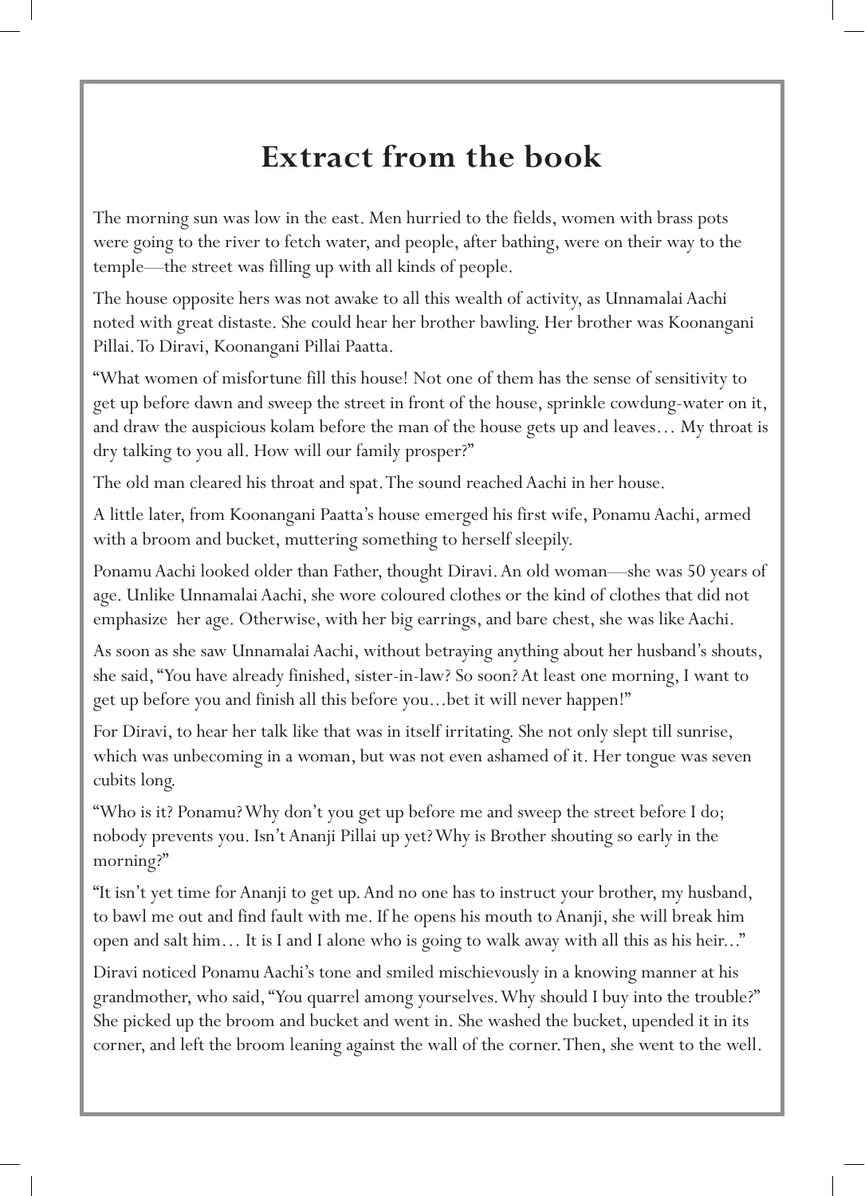# Extract from the book

The morning sun was low in the east. Men hurried to the fields, women with brass pots were going to the river to fetch water, and people, after bathing, were on their way to the temple—the street was filling up with all kinds of people.

The house opposite hers was not awake to all this wealth of activity, as Unnamalai Aachi noted with great distaste. She could hear her brother bawling. Her brother was Koonangani Pillai. To Diravi, Koonangani Pillai Paatta.

"What women of misfortune fill this house! Not one of them has the sense of sensitivity to get up before dawn and sweep the street in front of the house, sprinkle cowdung-water on it, and draw the auspicious kolam before the man of the house gets up and leaves… My throat is dry talking to you all. How will our family prosper?"

The old man cleared his throat and spat. The sound reached Aachi in her house.

A little later, from Koonangani Paatta's house emerged his first wife, Ponamu Aachi, armed with a broom and bucket, muttering something to herself sleepily.

Ponamu Aachi looked older than Father, thought Diravi. An old woman—she was 50 years of age. Unlike Unnamalai Aachi, she wore coloured clothes or the kind of clothes that did not emphasize her age. Otherwise, with her big earrings, and bare chest, she was like Aachi.

As soon as she saw Unnamalai Aachi, without betraying anything about her husband's shouts, she said, "You have already finished, sister-in-law? So soon? At least one morning, I want to get up before you and finish all this before you…bet it will never happen!"

For Diravi, to hear her talk like that was in itself irritating. She not only slept till sunrise, which was unbecoming in a woman, but was not even ashamed of it. Her tongue was seven cubits long.

"Who is it? Ponamu? Why don't you get up before me and sweep the street before I do; nobody prevents you. Isn't Ananji Pillai up yet? Why is Brother shouting so early in the morning?"

"It isn't yet time for Ananji to get up. And no one has to instruct your brother, my husband, to bawl me out and find fault with me. If he opens his mouth to Ananji, she will break him open and salt him… It is I and I alone who is going to walk away with all this as his heir..."

Diravi noticed Ponamu Aachi's tone and smiled mischievously in a knowing manner at his grandmother, who said, "You quarrel among yourselves. Why should I buy into the trouble?" She picked up the broom and bucket and went in. She washed the bucket, upended it in its corner, and left the broom leaning against the wall of the corner. Then, she went to the well.